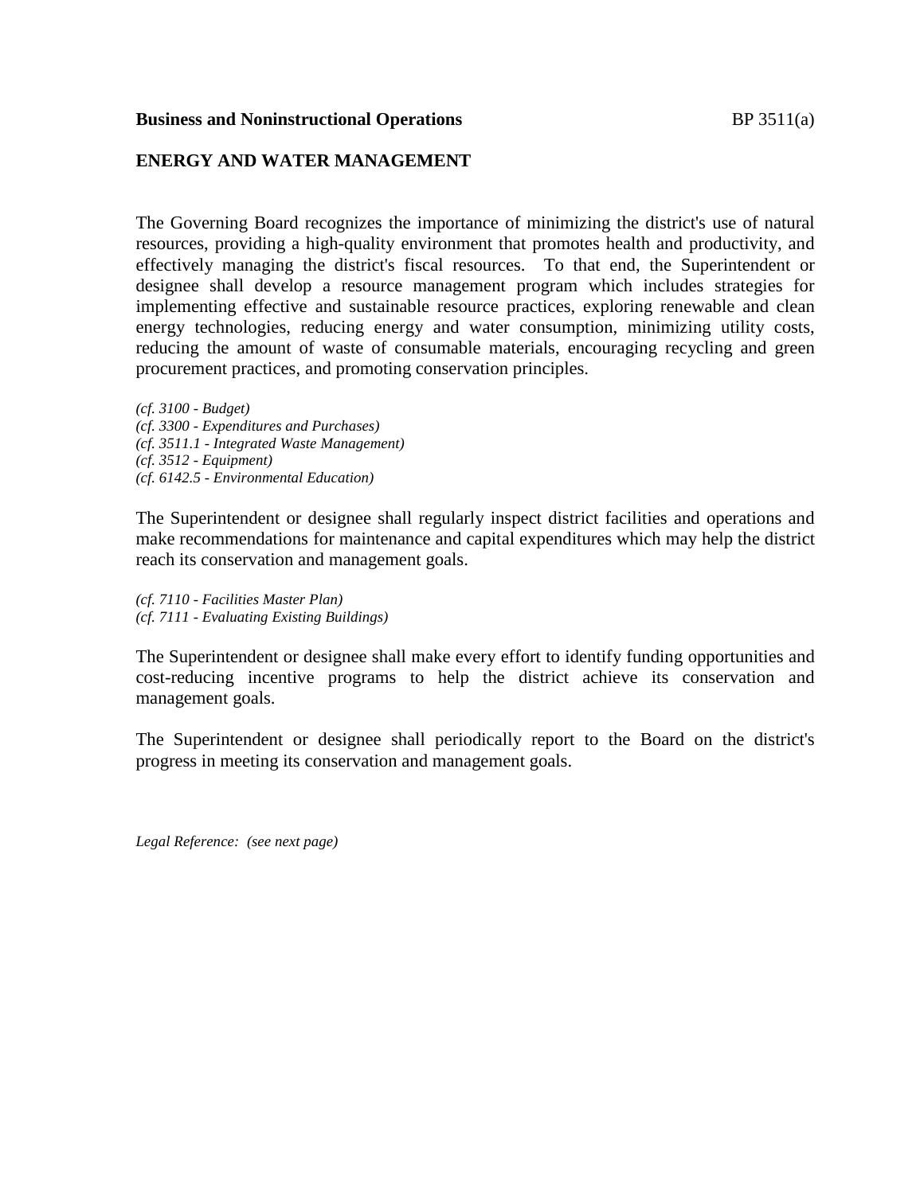**Business and Noninstructional Operations** BP 3511(a)

## ENERGY AND WATER MANAGEMENT

The Governing Board recognizes the importance of minimizing the district's use of natural resources, providing a high-quality environment that promotes health and productivity, and effectively managing the district's fiscal resources. To that end, the Superintendent or designee shall develop a resource management program which includes strategies for implementing effective and sustainable resource practices, exploring renewable and clean energy technologies, reducing energy and water consumption, minimizing utility costs, reducing the amount of waste of consumable materials, encouraging recycling and green procurement practices, and promoting conservation principles.

*(cf. 3100 - Budget)*
*(cf. 3300 - Expenditures and Purchases)*
*(cf. 3511.1 - Integrated Waste Management)*
*(cf. 3512 - Equipment)*
*(cf. 6142.5 - Environmental Education)*

The Superintendent or designee shall regularly inspect district facilities and operations and make recommendations for maintenance and capital expenditures which may help the district reach its conservation and management goals.

*(cf. 7110 - Facilities Master Plan)*
*(cf. 7111 - Evaluating Existing Buildings)*

The Superintendent or designee shall make every effort to identify funding opportunities and cost-reducing incentive programs to help the district achieve its conservation and management goals.

The Superintendent or designee shall periodically report to the Board on the district's progress in meeting its conservation and management goals.

*Legal Reference: (see next page)*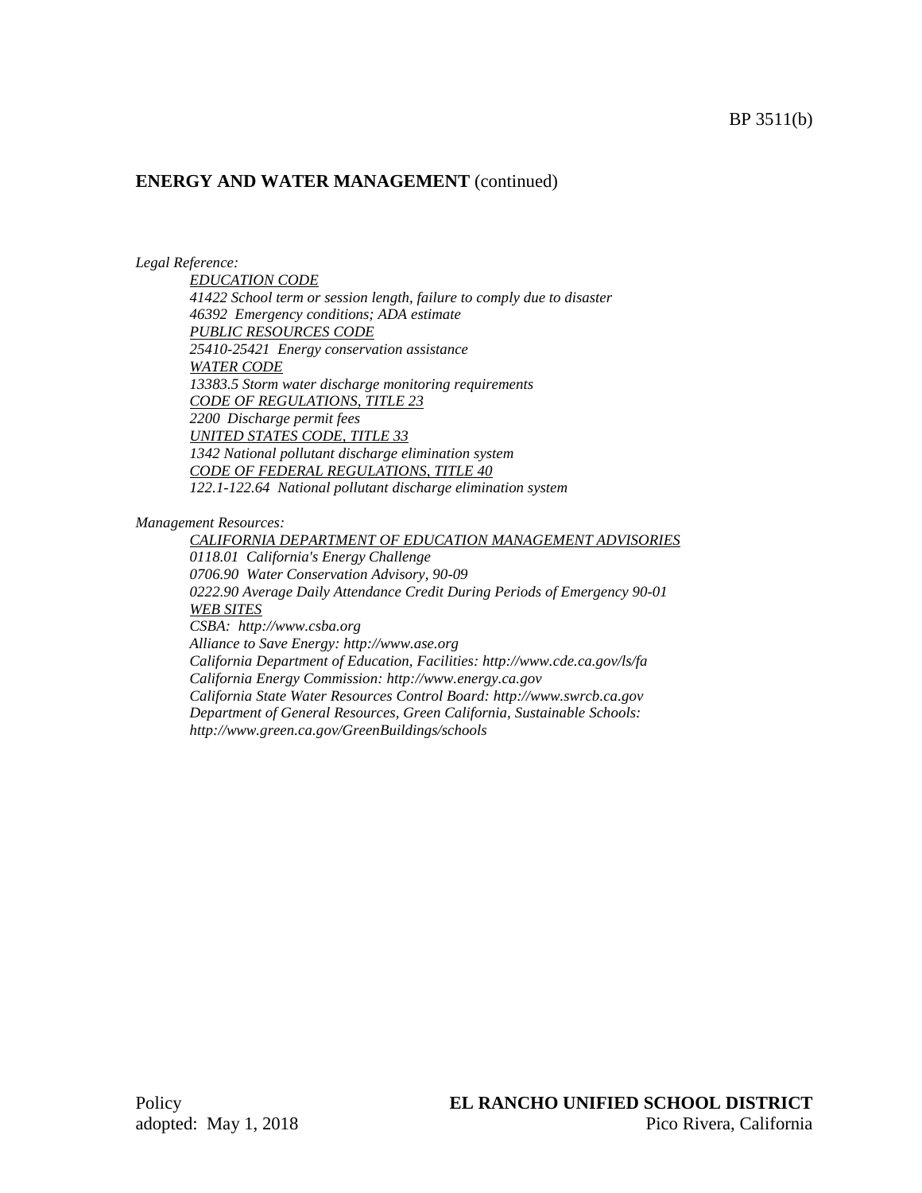## ENERGY AND WATER MANAGEMENT (continued)

*Legal Reference:*

*EDUCATION CODE*
*41422 School term or session length, failure to comply due to disaster*
*46392 Emergency conditions; ADA estimate*
*PUBLIC RESOURCES CODE*
*25410-25421 Energy conservation assistance*
*WATER CODE*
*13383.5 Storm water discharge monitoring requirements*
*CODE OF REGULATIONS, TITLE 23*
*2200 Discharge permit fees*
*UNITED STATES CODE, TITLE 33*
*1342 National pollutant discharge elimination system*
*CODE OF FEDERAL REGULATIONS, TITLE 40*
*122.1-122.64 National pollutant discharge elimination system*

*Management Resources:*

*CALIFORNIA DEPARTMENT OF EDUCATION MANAGEMENT ADVISORIES*
*0118.01 California's Energy Challenge*
*0706.90 Water Conservation Advisory, 90-09*
*0222.90 Average Daily Attendance Credit During Periods of Emergency 90-01*
*WEB SITES*
*CSBA: http://www.csba.org*
*Alliance to Save Energy: http://www.ase.org*
*California Department of Education, Facilities: http://www.cde.ca.gov/ls/fa*
*California Energy Commission: http://www.energy.ca.gov*
*California State Water Resources Control Board: http://www.swrcb.ca.gov*
*Department of General Resources, Green California, Sustainable Schools: http://www.green.ca.gov/GreenBuildings/schools*

Policy
adopted: May 1, 2018

**EL RANCHO UNIFIED SCHOOL DISTRICT**
Pico Rivera, California